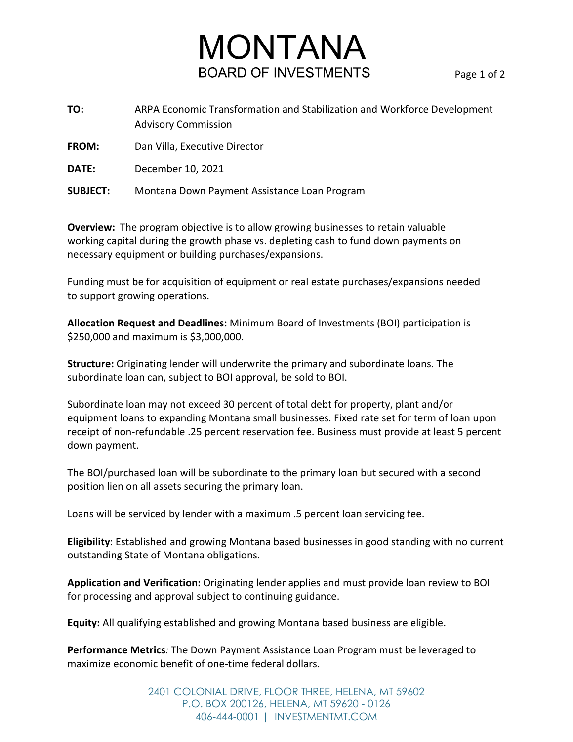# MONTANA

## BOARD OF INVESTMENTS

**TO:** ARPA Economic Transformation and Stabilization and Workforce Development Advisory Commission

**FROM:** Dan Villa, Executive Director

**DATE:** December 10, 2021

**SUBJECT:** Montana Down Payment Assistance Loan Program

**Overview:** The program objective is to allow growing businesses to retain valuable working capital during the growth phase vs. depleting cash to fund down payments on necessary equipment or building purchases/expansions.

Funding must be for acquisition of equipment or real estate purchases/expansions needed to support growing operations.

**Allocation Request and Deadlines:** Minimum Board of Investments (BOI) participation is $250,000 and maximum is $3,000,000.

**Structure:** Originating lender will underwrite the primary and subordinate loans. The subordinate loan can, subject to BOI approval, be sold to BOI.

Subordinate loan may not exceed 30 percent of total debt for property, plant and/or equipment loans to expanding Montana small businesses. Fixed rate set for term of loan upon receipt of non-refundable .25 percent reservation fee. Business must provide at least 5 percent down payment.

The BOI/purchased loan will be subordinate to the primary loan but secured with a second position lien on all assets securing the primary loan.

Loans will be serviced by lender with a maximum .5 percent loan servicing fee.

**Eligibility**: Established and growing Montana based businesses in good standing with no current outstanding State of Montana obligations.

**Application and Verification:** Originating lender applies and must provide loan review to BOI for processing and approval subject to continuing guidance.

**Equity:** All qualifying established and growing Montana based business are eligible.

**Performance Metrics***:* The Down Payment Assistance Loan Program must be leveraged to maximize economic benefit of one-time federal dollars.

2401 COLONIAL DRIVE, FLOOR THREE, HELENA, MT 59602
P.O. BOX 200126, HELENA, MT 59620 - 0126
406-444-0001 | INVESTMENTMT.COM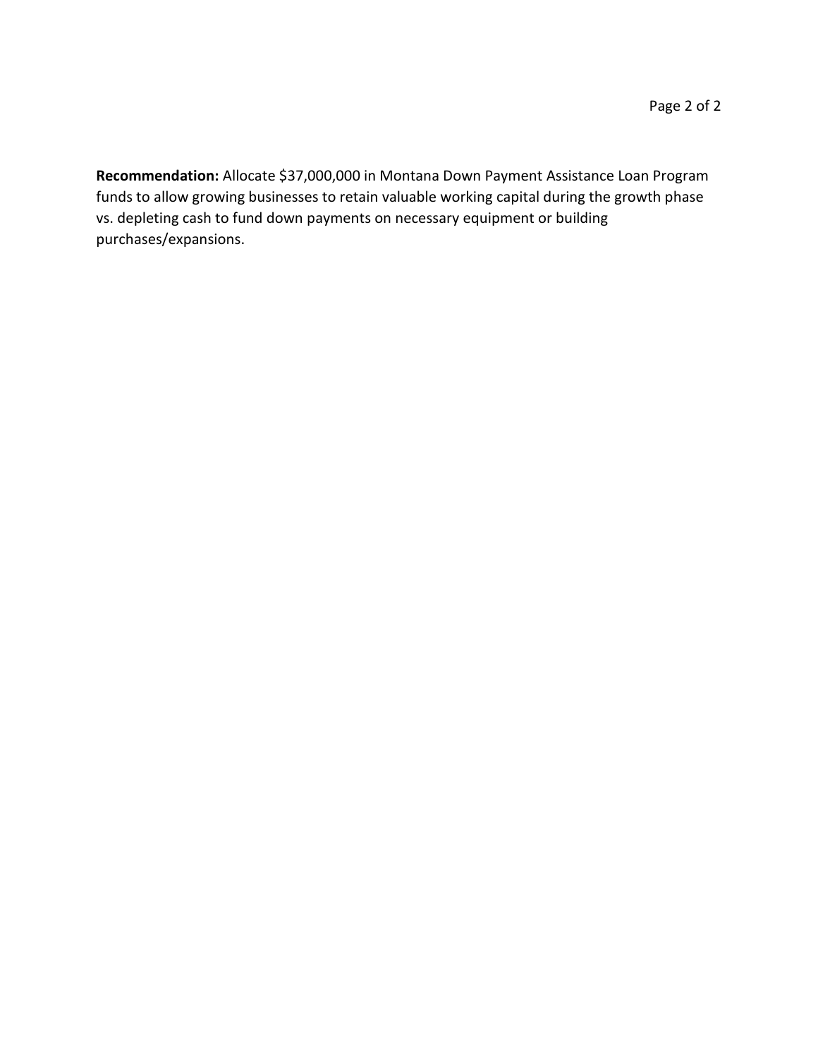**Recommendation:** Allocate $37,000,000 in Montana Down Payment Assistance Loan Program funds to allow growing businesses to retain valuable working capital during the growth phase vs. depleting cash to fund down payments on necessary equipment or building purchases/expansions.